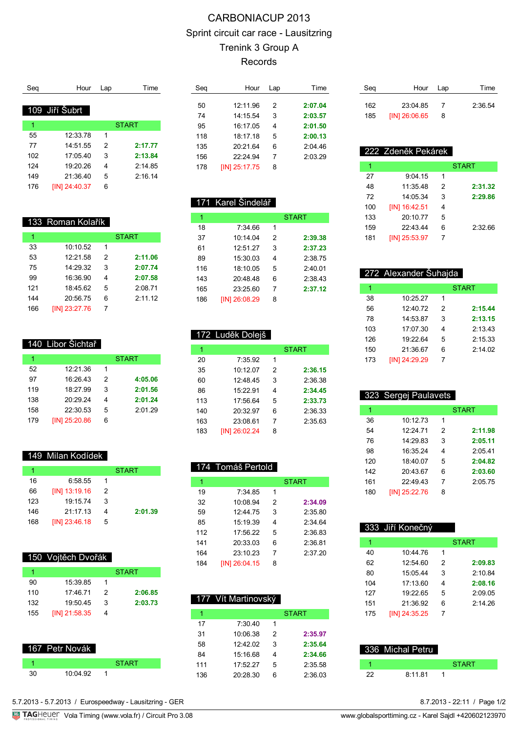# CARBONIACUP 2013

## Sprint circuit car race - Lausitzring

## Trenink 3 Group A

## Records

### 109 Jiří Šubrt

| Seq | Hour | Lap | Time |
|---|---|---|---|
| 1 | | | START |
| 55 | 12:33.78 | 1 | |
| 77 | 14:51.55 | 2 | **2:17.77** |
| 102 | 17:05.40 | 3 | **2:13.84** |
| 124 | 19:20.26 | 4 | 2:14.85 |
| 149 | 21:36.40 | 5 | 2:16.14 |
| 176 | [IN] 24:40.37 | 6 | |

### 133 Roman Kolařík

| Seq | Hour | Lap | Time |
|---|---|---|---|
| 1 | | | START |
| 33 | 10:10.52 | 1 | |
| 53 | 12:21.58 | 2 | **2:11.06** |
| 75 | 14:29.32 | 3 | **2:07.74** |
| 99 | 16:36.90 | 4 | **2:07.58** |
| 121 | 18:45.62 | 5 | 2:08.71 |
| 144 | 20:56.75 | 6 | 2:11.12 |
| 166 | [IN] 23:27.76 | 7 | |

### 140 Libor Šichtař

| Seq | Hour | Lap | Time |
|---|---|---|---|
| 1 | | | START |
| 52 | 12:21.36 | 1 | |
| 97 | 16:26.43 | 2 | **4:05.06** |
| 119 | 18:27.99 | 3 | **2:01.56** |
| 138 | 20:29.24 | 4 | **2:01.24** |
| 158 | 22:30.53 | 5 | 2:01.29 |
| 179 | [IN] 25:20.86 | 6 | |

### 149 Milan Kodídek

| Seq | Hour | Lap | Time |
|---|---|---|---|
| 1 | | | START |
| 16 | 6:58.55 | 1 | |
| 66 | [IN] 13:19.16 | 2 | |
| 123 | 19:15.74 | 3 | |
| 146 | 21:17.13 | 4 | **2:01.39** |
| 168 | [IN] 23:46.18 | 5 | |

### 150 Vojtěch Dvořák

| Seq | Hour | Lap | Time |
|---|---|---|---|
| 1 | | | START |
| 90 | 15:39.85 | 1 | |
| 110 | 17:46.71 | 2 | **2:06.85** |
| 132 | 19:50.45 | 3 | **2:03.73** |
| 155 | [IN] 21:58.35 | 4 | |

### 167 Petr Novák

| Seq | Hour | Lap | Time |
|---|---|---|---|
| 1 | | | START |
| 30 | 10:04.92 | 1 | |
| 50 | 12:11.96 | 2 | **2:07.04** |
| 74 | 14:15.54 | 3 | **2:03.57** |
| 95 | 16:17.05 | 4 | **2:01.50** |
| 118 | 18:17.18 | 5 | **2:00.13** |
| 135 | 20:21.64 | 6 | 2:04.46 |
| 156 | 22:24.94 | 7 | 2:03.29 |
| 178 | [IN] 25:17.75 | 8 | |

### 171 Karel Šindelář

| Seq | Hour | Lap | Time |
|---|---|---|---|
| 1 | | | START |
| 18 | 7:34.66 | 1 | |
| 37 | 10:14.04 | 2 | **2:39.38** |
| 61 | 12:51.27 | 3 | **2:37.23** |
| 89 | 15:30.03 | 4 | 2:38.75 |
| 116 | 18:10.05 | 5 | 2:40.01 |
| 143 | 20:48.48 | 6 | 2:38.43 |
| 165 | 23:25.60 | 7 | **2:37.12** |
| 186 | [IN] 26:08.29 | 8 | |

### 172 Luděk Dolejš

| Seq | Hour | Lap | Time |
|---|---|---|---|
| 1 | | | START |
| 20 | 7:35.92 | 1 | |
| 35 | 10:12.07 | 2 | **2:36.15** |
| 60 | 12:48.45 | 3 | 2:36.38 |
| 86 | 15:22.91 | 4 | **2:34.45** |
| 113 | 17:56.64 | 5 | **2:33.73** |
| 140 | 20:32.97 | 6 | 2:36.33 |
| 163 | 23:08.61 | 7 | 2:35.63 |
| 183 | [IN] 26:02.24 | 8 | |

### 174 Tomáš Pertold

| Seq | Hour | Lap | Time |
|---|---|---|---|
| 1 | | | START |
| 19 | 7:34.85 | 1 | |
| 32 | 10:08.94 | 2 | **2:34.09** |
| 59 | 12:44.75 | 3 | 2:35.80 |
| 85 | 15:19.39 | 4 | 2:34.64 |
| 112 | 17:56.22 | 5 | 2:36.83 |
| 141 | 20:33.03 | 6 | 2:36.81 |
| 164 | 23:10.23 | 7 | 2:37.20 |
| 184 | [IN] 26:04.15 | 8 | |

### 177 Vít Martinovský

| Seq | Hour | Lap | Time |
|---|---|---|---|
| 1 | | | START |
| 17 | 7:30.40 | 1 | |
| 31 | 10:06.38 | 2 | **2:35.97** |
| 58 | 12:42.02 | 3 | **2:35.64** |
| 84 | 15:16.68 | 4 | **2:34.66** |
| 111 | 17:52.27 | 5 | 2:35.58 |
| 136 | 20:28.30 | 6 | 2:36.03 |
| 162 | 23:04.85 | 7 | 2:36.54 |
| 185 | [IN] 26:06.65 | 8 | |

### 222 Zdeněk Pekárek

| Seq | Hour | Lap | Time |
|---|---|---|---|
| 1 | | | START |
| 27 | 9:04.15 | 1 | |
| 48 | 11:35.48 | 2 | **2:31.32** |
| 72 | 14:05.34 | 3 | **2:29.86** |
| 100 | [IN] 16:42.51 | 4 | |
| 133 | 20:10.77 | 5 | |
| 159 | 22:43.44 | 6 | 2:32.66 |
| 181 | [IN] 25:53.97 | 7 | |

### 272 Alexander Šuhajda

| Seq | Hour | Lap | Time |
|---|---|---|---|
| 1 | | | START |
| 38 | 10:25.27 | 1 | |
| 56 | 12:40.72 | 2 | **2:15.44** |
| 78 | 14:53.87 | 3 | **2:13.15** |
| 103 | 17:07.30 | 4 | 2:13.43 |
| 126 | 19:22.64 | 5 | 2:15.33 |
| 150 | 21:36.67 | 6 | 2:14.02 |
| 173 | [IN] 24:29.29 | 7 | |

### 323 Sergej Paulavets

| Seq | Hour | Lap | Time |
|---|---|---|---|
| 1 | | | START |
| 36 | 10:12.73 | 1 | |
| 54 | 12:24.71 | 2 | **2:11.98** |
| 76 | 14:29.83 | 3 | **2:05.11** |
| 98 | 16:35.24 | 4 | 2:05.41 |
| 120 | 18:40.07 | 5 | **2:04.82** |
| 142 | 20:43.67 | 6 | **2:03.60** |
| 161 | 22:49.43 | 7 | 2:05.75 |
| 180 | [IN] 25:22.76 | 8 | |

### 333 Jiří Konečný

| Seq | Hour | Lap | Time |
|---|---|---|---|
| 1 | | | START |
| 40 | 10:44.76 | 1 | |
| 62 | 12:54.60 | 2 | **2:09.83** |
| 80 | 15:05.44 | 3 | 2:10.84 |
| 104 | 17:13.60 | 4 | **2:08.16** |
| 127 | 19:22.65 | 5 | 2:09.05 |
| 151 | 21:36.92 | 6 | 2:14.26 |
| 175 | [IN] 24:35.25 | 7 | |

### 336 Michal Petru

| Seq | Hour | Lap | Time |
|---|---|---|---|
| 1 | | | START |
| 22 | 8:11.81 | 1 | |

5.7.2013 - 5.7.2013 / Eurospeedway - Lausitzring - GER

8.7.2013 - 22:11

Vola Timing (www.vola.fr) / Circuit Pro 3.08

www.globalsporttiming.cz - Karel Sajdl +420602123970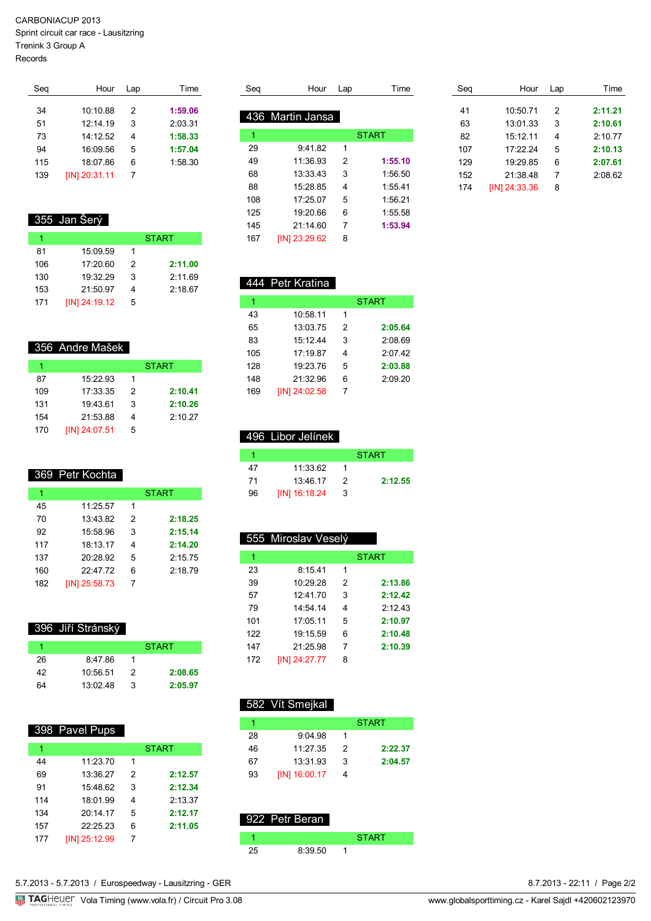CARBONIACUP 2013
Sprint circuit car race - Lausitzring
Trenink 3 Group A
Records

| Seq | Hour | Lap | Time |
|---|---|---|---|
| 34 | 10:10.88 | 2 | **1:59.06** |
| 51 | 12:14.19 | 3 | 2:03.31 |
| 73 | 14:12.52 | 4 | **1:58.33** |
| 94 | 16:09.56 | 5 | **1:57.04** |
| 115 | 18:07.86 | 6 | 1:58.30 |
| 139 | [IN] 20:31.11 | 7 | |

## 355 Jan Šerý

| Seq | Hour | Lap | Time |
|---|---|---|---|
| 1 | | | START |
| 81 | 15:09.59 | 1 | |
| 106 | 17:20.60 | 2 | **2:11.00** |
| 130 | 19:32.29 | 3 | 2:11.69 |
| 153 | 21:50.97 | 4 | 2:18.67 |
| 171 | [IN] 24:19.12 | 5 | |

## 356 Andre Mašek

| Seq | Hour | Lap | Time |
|---|---|---|---|
| 1 | | | START |
| 87 | 15:22.93 | 1 | |
| 109 | 17:33.35 | 2 | **2:10.41** |
| 131 | 19:43.61 | 3 | **2:10.26** |
| 154 | 21:53.88 | 4 | 2:10.27 |
| 170 | [IN] 24:07.51 | 5 | |

## 369 Petr Kochta

| Seq | Hour | Lap | Time |
|---|---|---|---|
| 1 | | | START |
| 45 | 11:25.57 | 1 | |
| 70 | 13:43.82 | 2 | **2:18.25** |
| 92 | 15:58.96 | 3 | **2:15.14** |
| 117 | 18:13.17 | 4 | **2:14.20** |
| 137 | 20:28.92 | 5 | 2:15.75 |
| 160 | 22:47.72 | 6 | 2:18.79 |
| 182 | [IN] 25:58.73 | 7 | |

## 396 Jiří Stránský

| Seq | Hour | Lap | Time |
|---|---|---|---|
| 1 | | | START |
| 26 | 8:47.86 | 1 | |
| 42 | 10:56.51 | 2 | **2:08.65** |
| 64 | 13:02.48 | 3 | **2:05.97** |

## 398 Pavel Pups

| Seq | Hour | Lap | Time |
|---|---|---|---|
| 1 | | | START |
| 44 | 11:23.70 | 1 | |
| 69 | 13:36.27 | 2 | **2:12.57** |
| 91 | 15:48.62 | 3 | **2:12.34** |
| 114 | 18:01.99 | 4 | 2:13.37 |
| 134 | 20:14.17 | 5 | **2:12.17** |
| 157 | 22:25.23 | 6 | **2:11.05** |
| 177 | [IN] 25:12.99 | 7 | |

## 436 Martin Jansa

| Seq | Hour | Lap | Time |
|---|---|---|---|
| 1 | | | START |
| 29 | 9:41.82 | 1 | |
| 49 | 11:36.93 | 2 | **1:55.10** |
| 68 | 13:33.43 | 3 | 1:56.50 |
| 88 | 15:28.85 | 4 | 1:55.41 |
| 108 | 17:25.07 | 5 | 1:56.21 |
| 125 | 19:20.66 | 6 | 1:55.58 |
| 145 | 21:14.60 | 7 | **1:53.94** |
| 167 | [IN] 23:29.62 | 8 | |

## 444 Petr Kratina

| Seq | Hour | Lap | Time |
|---|---|---|---|
| 1 | | | START |
| 43 | 10:58.11 | 1 | |
| 65 | 13:03.75 | 2 | **2:05.64** |
| 83 | 15:12.44 | 3 | 2:08.69 |
| 105 | 17:19.87 | 4 | 2:07.42 |
| 128 | 19:23.76 | 5 | **2:03.88** |
| 148 | 21:32.96 | 6 | 2:09.20 |
| 169 | [IN] 24:02.58 | 7 | |

## 496 Libor Jelínek

| Seq | Hour | Lap | Time |
|---|---|---|---|
| 1 | | | START |
| 47 | 11:33.62 | 1 | |
| 71 | 13:46.17 | 2 | **2:12.55** |
| 96 | [IN] 16:18.24 | 3 | |

## 555 Miroslav Veselý

| Seq | Hour | Lap | Time |
|---|---|---|---|
| 1 | | | START |
| 23 | 8:15.41 | 1 | |
| 39 | 10:29.28 | 2 | **2:13.86** |
| 57 | 12:41.70 | 3 | **2:12.42** |
| 79 | 14:54.14 | 4 | 2:12.43 |
| 101 | 17:05.11 | 5 | **2:10.97** |
| 122 | 19:15.59 | 6 | **2:10.48** |
| 147 | 21:25.98 | 7 | **2:10.39** |
| 172 | [IN] 24:27.77 | 8 | |

## 582 Vít Smejkal

| Seq | Hour | Lap | Time |
|---|---|---|---|
| 1 | | | START |
| 28 | 9:04.98 | 1 | |
| 46 | 11:27.35 | 2 | **2:22.37** |
| 67 | 13:31.93 | 3 | **2:04.57** |
| 93 | [IN] 16:00.17 | 4 | |

## 922 Petr Beran

| Seq | Hour | Lap | Time |
|---|---|---|---|
| 1 | | | START |
| 25 | 8:39.50 | 1 | |
| 41 | 10:50.71 | 2 | **2:11.21** |
| 63 | 13:01.33 | 3 | **2:10.61** |
| 82 | 15:12.11 | 4 | 2:10.77 |
| 107 | 17:22.24 | 5 | **2:10.13** |
| 129 | 19:29.85 | 6 | **2:07.61** |
| 152 | 21:38.48 | 7 | 2:08.62 |
| 174 | [IN] 24:33.36 | 8 | |

5.7.2013 - 5.7.2013 / Eurospeedway - Lausitzring - GER

8.7.2013 - 22:11

Vola Timing (www.vola.fr) / Circuit Pro 3.08

www.globalsporttiming.cz - Karel Sajdl +420602123970